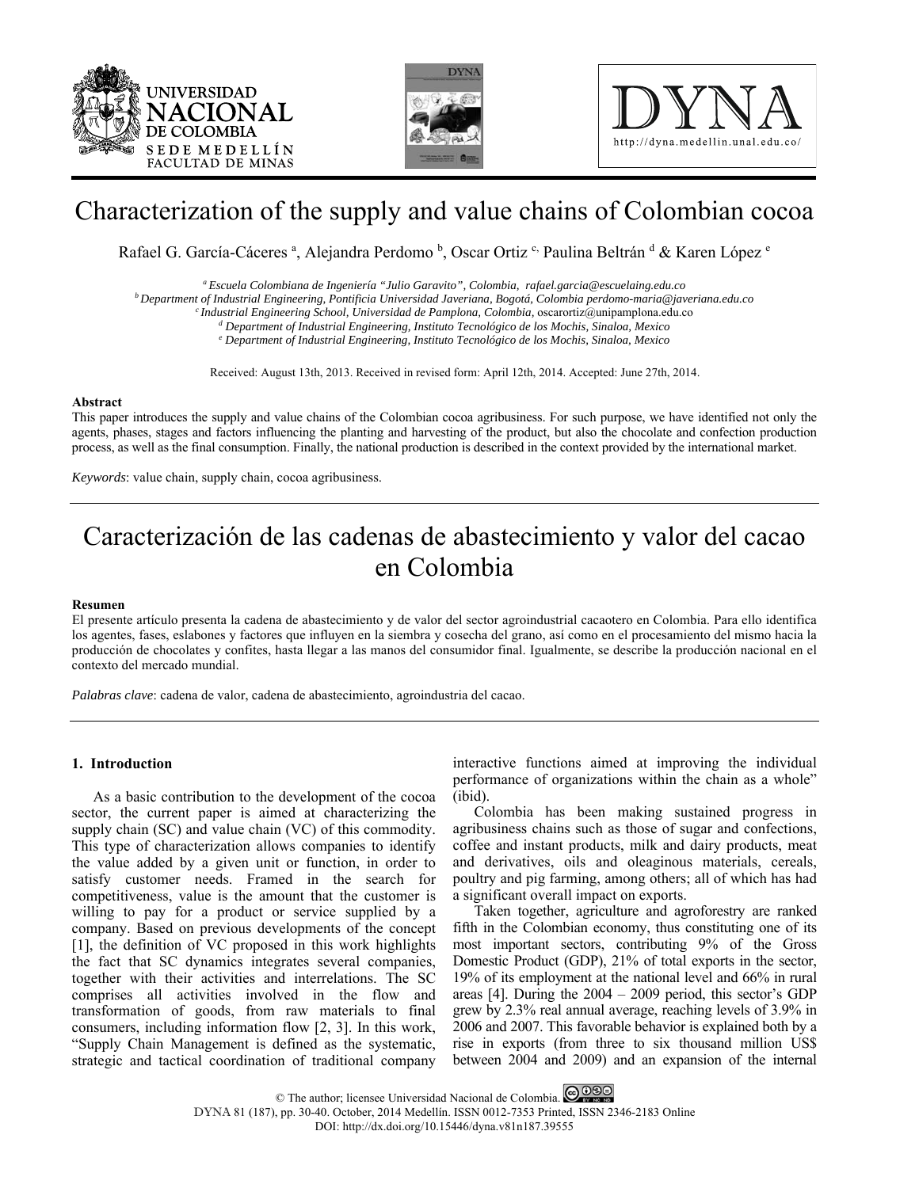# Characterization of the supply and value chains of Colombian cocoa

Rafael G. García-Cáceres [a], Alejandra Perdomo [b], Oscar Ortiz [c], Paulina Beltrán [d] & Karen López [e]

[a] *Escuela Colombiana de Ingeniería "Julio Garavito", Colombia, rafael.garcia@escuelaing.edu.co*
[b] *Department of Industrial Engineering, Pontificia Universidad Javeriana, Bogotá, Colombia perdomo-maria@javeriana.edu.co*
[c] *Industrial Engineering School, Universidad de Pamplona, Colombia,* oscarortiz@unipamplona.edu.co
[d] *Department of Industrial Engineering, Instituto Tecnológico de los Mochis, Sinaloa, Mexico*
[e] *Department of Industrial Engineering, Instituto Tecnológico de los Mochis, Sinaloa, Mexico*

Received: August 13th, 2013. Received in revised form: April 12th, 2014. Accepted: June 27th, 2014.

**Abstract**

This paper introduces the supply and value chains of the Colombian cocoa agribusiness. For such purpose, we have identified not only the agents, phases, stages and factors influencing the planting and harvesting of the product, but also the chocolate and confection production process, as well as the final consumption. Finally, the national production is described in the context provided by the international market.

*Keywords*: value chain, supply chain, cocoa agribusiness.

# Caracterización de las cadenas de abastecimiento y valor del cacao en Colombia

**Resumen**

El presente artículo presenta la cadena de abastecimiento y de valor del sector agroindustrial cacaotero en Colombia. Para ello identifica los agentes, fases, eslabones y factores que influyen en la siembra y cosecha del grano, así como en el procesamiento del mismo hacia la producción de chocolates y confites, hasta llegar a las manos del consumidor final. Igualmente, se describe la producción nacional en el contexto del mercado mundial.

*Palabras clave*: cadena de valor, cadena de abastecimiento, agroindustria del cacao.

## 1. Introduction

As a basic contribution to the development of the cocoa sector, the current paper is aimed at characterizing the supply chain (SC) and value chain (VC) of this commodity. This type of characterization allows companies to identify the value added by a given unit or function, in order to satisfy customer needs. Framed in the search for competitiveness, value is the amount that the customer is willing to pay for a product or service supplied by a company. Based on previous developments of the concept [1], the definition of VC proposed in this work highlights the fact that SC dynamics integrates several companies, together with their activities and interrelations. The SC comprises all activities involved in the flow and transformation of goods, from raw materials to final consumers, including information flow [2, 3]. In this work, "Supply Chain Management is defined as the systematic, strategic and tactical coordination of traditional company interactive functions aimed at improving the individual performance of organizations within the chain as a whole" (ibid).

Colombia has been making sustained progress in agribusiness chains such as those of sugar and confections, coffee and instant products, milk and dairy products, meat and derivatives, oils and oleaginous materials, cereals, poultry and pig farming, among others; all of which has had a significant overall impact on exports.

Taken together, agriculture and agroforestry are ranked fifth in the Colombian economy, thus constituting one of its most important sectors, contributing 9% of the Gross Domestic Product (GDP), 21% of total exports in the sector, 19% of its employment at the national level and 66% in rural areas [4]. During the 2004 – 2009 period, this sector's GDP grew by 2.3% real annual average, reaching levels of 3.9% in 2006 and 2007. This favorable behavior is explained both by a rise in exports (from three to six thousand million US$ between 2004 and 2009) and an expansion of the internal

© The author; licensee Universidad Nacional de Colombia.
DOI: http://dx.doi.org/10.15446/dyna.v81n187.39555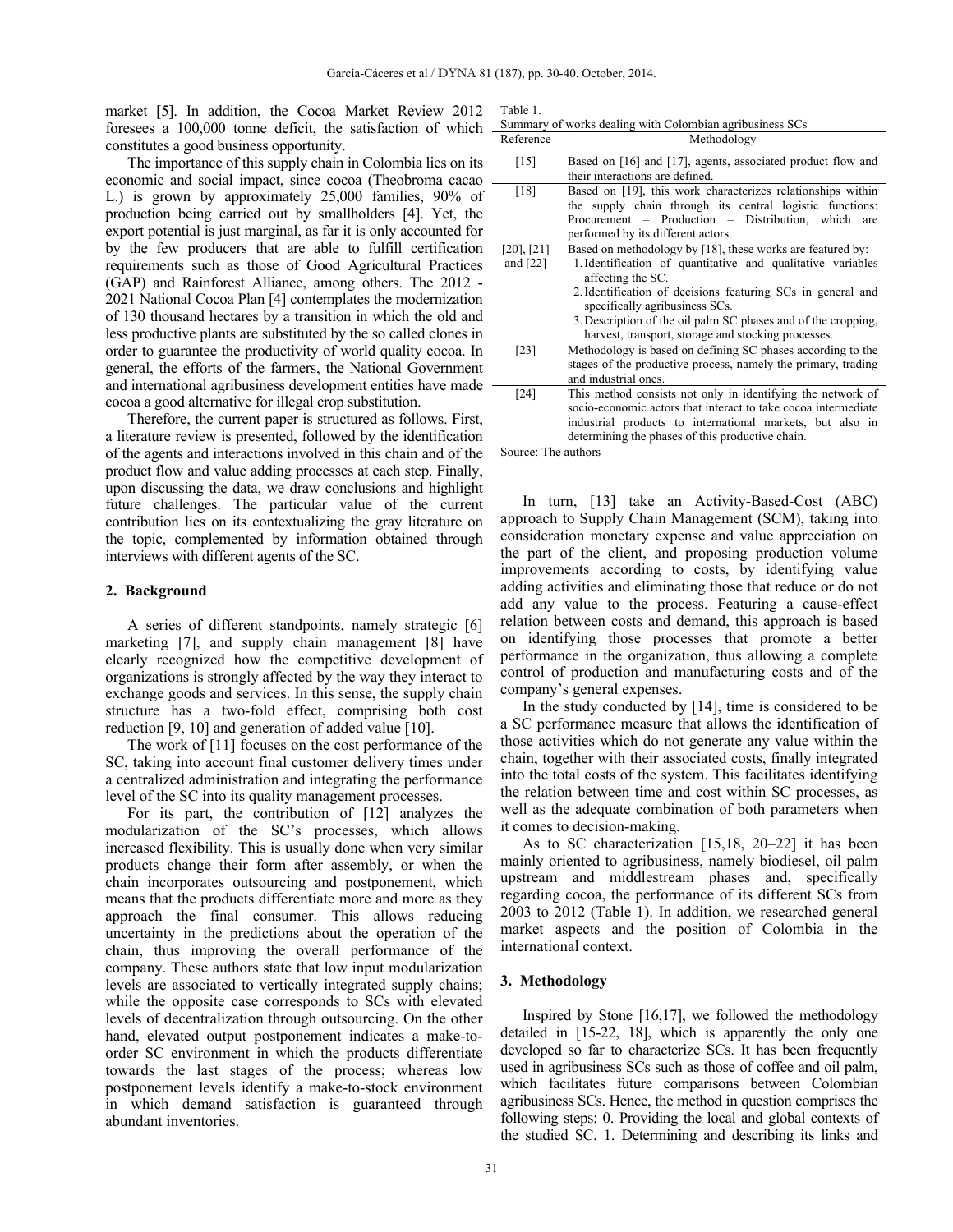market [5]. In addition, the Cocoa Market Review 2012 foresees a 100,000 tonne deficit, the satisfaction of which constitutes a good business opportunity.

The importance of this supply chain in Colombia lies on its economic and social impact, since cocoa (Theobroma cacao L.) is grown by approximately 25,000 families, 90% of production being carried out by smallholders [4]. Yet, the export potential is just marginal, as far it is only accounted for by the few producers that are able to fulfill certification requirements such as those of Good Agricultural Practices (GAP) and Rainforest Alliance, among others. The 2012 - 2021 National Cocoa Plan [4] contemplates the modernization of 130 thousand hectares by a transition in which the old and less productive plants are substituted by the so called clones in order to guarantee the productivity of world quality cocoa. In general, the efforts of the farmers, the National Government and international agribusiness development entities have made cocoa a good alternative for illegal crop substitution.

Therefore, the current paper is structured as follows. First, a literature review is presented, followed by the identification of the agents and interactions involved in this chain and of the product flow and value adding processes at each step. Finally, upon discussing the data, we draw conclusions and highlight future challenges. The particular value of the current contribution lies on its contextualizing the gray literature on the topic, complemented by information obtained through interviews with different agents of the SC.

## 2. Background

A series of different standpoints, namely strategic [6] marketing [7], and supply chain management [8] have clearly recognized how the competitive development of organizations is strongly affected by the way they interact to exchange goods and services. In this sense, the supply chain structure has a two-fold effect, comprising both cost reduction [9, 10] and generation of added value [10].

The work of [11] focuses on the cost performance of the SC, taking into account final customer delivery times under a centralized administration and integrating the performance level of the SC into its quality management processes.

For its part, the contribution of [12] analyzes the modularization of the SC's processes, which allows increased flexibility. This is usually done when very similar products change their form after assembly, or when the chain incorporates outsourcing and postponement, which means that the products differentiate more and more as they approach the final consumer. This allows reducing uncertainty in the predictions about the operation of the chain, thus improving the overall performance of the company. These authors state that low input modularization levels are associated to vertically integrated supply chains; while the opposite case corresponds to SCs with elevated levels of decentralization through outsourcing. On the other hand, elevated output postponement indicates a make-to-order SC environment in which the products differentiate towards the last stages of the process; whereas low postponement levels identify a make-to-stock environment in which demand satisfaction is guaranteed through abundant inventories.

Table 1.
Summary of works dealing with Colombian agribusiness SCs

| Reference | Methodology |
|---|---|
| [15] | Based on [16] and [17], agents, associated product flow and their interactions are defined. |
| [18] | Based on [19], this work characterizes relationships within the supply chain through its central logistic functions: Procurement – Production – Distribution, which are performed by its different actors. |
| [20], [21] and [22] | Based on methodology by [18], these works are featured by: 1. Identification of quantitative and qualitative variables affecting the SC. 2. Identification of decisions featuring SCs in general and specifically agribusiness SCs. 3. Description of the oil palm SC phases and of the cropping, harvest, transport, storage and stocking processes. |
| [23] | Methodology is based on defining SC phases according to the stages of the productive process, namely the primary, trading and industrial ones. |
| [24] | This method consists not only in identifying the network of socio-economic actors that interact to take cocoa intermediate industrial products to international markets, but also in determining the phases of this productive chain. |

Source: The authors

In turn, [13] take an Activity-Based-Cost (ABC) approach to Supply Chain Management (SCM), taking into consideration monetary expense and value appreciation on the part of the client, and proposing production volume improvements according to costs, by identifying value adding activities and eliminating those that reduce or do not add any value to the process. Featuring a cause-effect relation between costs and demand, this approach is based on identifying those processes that promote a better performance in the organization, thus allowing a complete control of production and manufacturing costs and of the company's general expenses.

In the study conducted by [14], time is considered to be a SC performance measure that allows the identification of those activities which do not generate any value within the chain, together with their associated costs, finally integrated into the total costs of the system. This facilitates identifying the relation between time and cost within SC processes, as well as the adequate combination of both parameters when it comes to decision-making.

As to SC characterization [15,18, 20–22] it has been mainly oriented to agribusiness, namely biodiesel, oil palm upstream and middlestream phases and, specifically regarding cocoa, the performance of its different SCs from 2003 to 2012 (Table 1). In addition, we researched general market aspects and the position of Colombia in the international context.

## 3. Methodology

Inspired by Stone [16,17], we followed the methodology detailed in [15-22, 18], which is apparently the only one developed so far to characterize SCs. It has been frequently used in agribusiness SCs such as those of coffee and oil palm, which facilitates future comparisons between Colombian agribusiness SCs. Hence, the method in question comprises the following steps: 0. Providing the local and global contexts of the studied SC. 1. Determining and describing its links and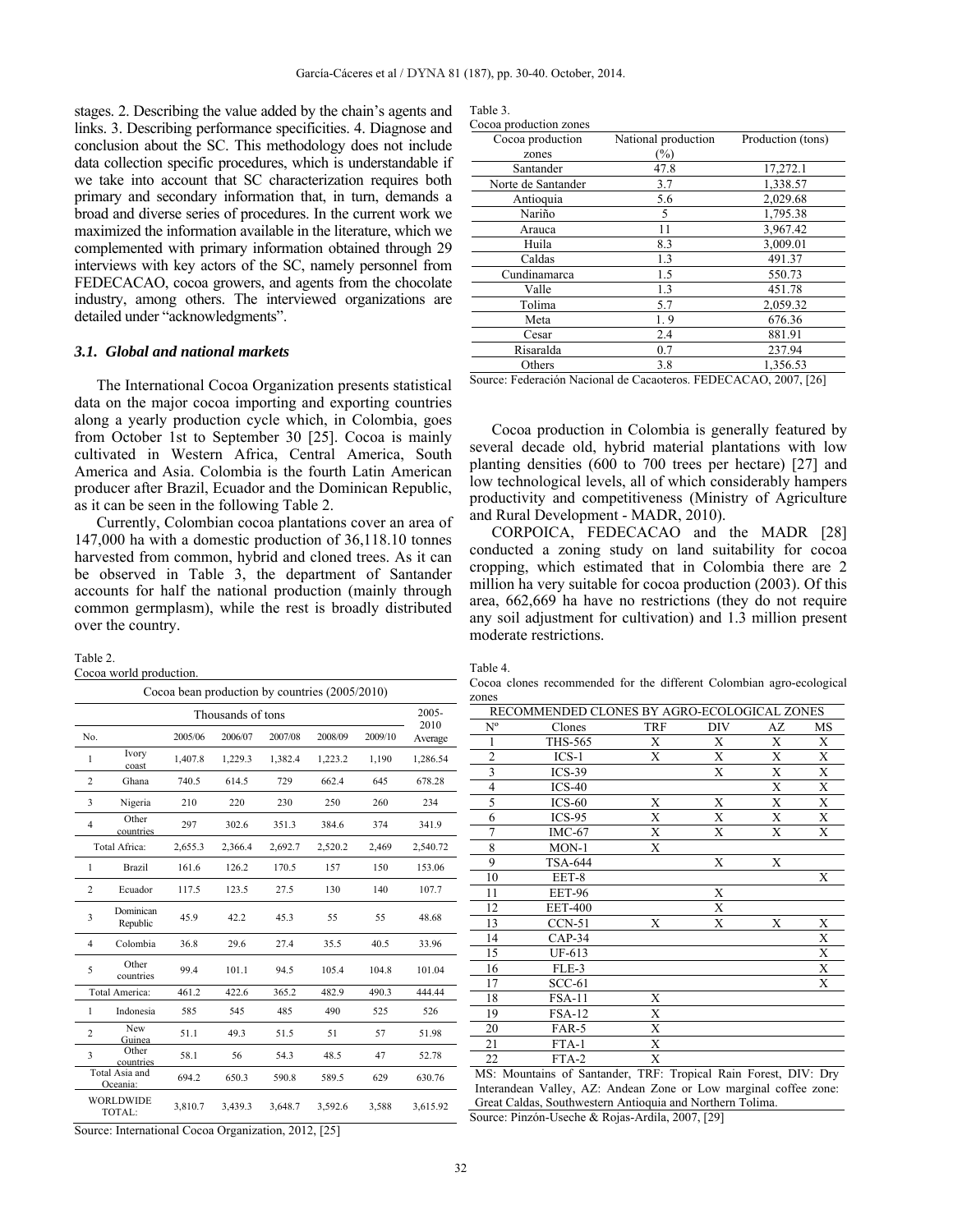stages. 2. Describing the value added by the chain's agents and links. 3. Describing performance specificities. 4. Diagnose and conclusion about the SC. This methodology does not include data collection specific procedures, which is understandable if we take into account that SC characterization requires both primary and secondary information that, in turn, demands a broad and diverse series of procedures. In the current work we maximized the information available in the literature, which we complemented with primary information obtained through 29 interviews with key actors of the SC, namely personnel from FEDECACAO, cocoa growers, and agents from the chocolate industry, among others. The interviewed organizations are detailed under "acknowledgments".

### *3.1. Global and national markets*

The International Cocoa Organization presents statistical data on the major cocoa importing and exporting countries along a yearly production cycle which, in Colombia, goes from October 1st to September 30 [25]. Cocoa is mainly cultivated in Western Africa, Central America, South America and Asia. Colombia is the fourth Latin American producer after Brazil, Ecuador and the Dominican Republic, as it can be seen in the following Table 2.

Currently, Colombian cocoa plantations cover an area of 147,000 ha with a domestic production of 36,118.10 tonnes harvested from common, hybrid and cloned trees. As it can be observed in Table 3, the department of Santander accounts for half the national production (mainly through common germplasm), while the rest is broadly distributed over the country.

Table 2.
Cocoa world production.

| Cocoa bean production by countries (2005/2010) | | | | | | | |
|---|---|---|---|---|---|---|---|
| | | Thousands of tons | | | | | 2005-2010 |
| No. | | 2005/06 | 2006/07 | 2007/08 | 2008/09 | 2009/10 | Average |
| 1 | Ivory coast | 1,407.8 | 1,229.3 | 1,382.4 | 1,223.2 | 1,190 | 1,286.54 |
| 2 | Ghana | 740.5 | 614.5 | 729 | 662.4 | 645 | 678.28 |
| 3 | Nigeria | 210 | 220 | 230 | 250 | 260 | 234 |
| 4 | Other countries | 297 | 302.6 | 351.3 | 384.6 | 374 | 341.9 |
| Total Africa: | | 2,655.3 | 2,366.4 | 2,692.7 | 2,520.2 | 2,469 | 2,540.72 |
| 1 | Brazil | 161.6 | 126.2 | 170.5 | 157 | 150 | 153.06 |
| 2 | Ecuador | 117.5 | 123.5 | 27.5 | 130 | 140 | 107.7 |
| 3 | Dominican Republic | 45.9 | 42.2 | 45.3 | 55 | 55 | 48.68 |
| 4 | Colombia | 36.8 | 29.6 | 27.4 | 35.5 | 40.5 | 33.96 |
| 5 | Other countries | 99.4 | 101.1 | 94.5 | 105.4 | 104.8 | 101.04 |
| Total America: | | 461.2 | 422.6 | 365.2 | 482.9 | 490.3 | 444.44 |
| 1 | Indonesia | 585 | 545 | 485 | 490 | 525 | 526 |
| 2 | New Guinea | 51.1 | 49.3 | 51.5 | 51 | 57 | 51.98 |
| 3 | Other countries | 58.1 | 56 | 54.3 | 48.5 | 47 | 52.78 |
| Total Asia and Oceania: | | 694.2 | 650.3 | 590.8 | 589.5 | 629 | 630.76 |
| WORLDWIDE TOTAL: | | 3,810.7 | 3,439.3 | 3,648.7 | 3,592.6 | 3,588 | 3,615.92 |

Source: International Cocoa Organization, 2012, [25]

Table 3.
Cocoa production zones

| Cocoa production zones | National production (%) | Production (tons) |
|---|---|---|
| Santander | 47.8 | 17,272.1 |
| Norte de Santander | 3.7 | 1,338.57 |
| Antioquia | 5.6 | 2,029.68 |
| Nariño | 5 | 1,795.38 |
| Arauca | 11 | 3,967.42 |
| Huila | 8.3 | 3,009.01 |
| Caldas | 1.3 | 491.37 |
| Cundinamarca | 1.5 | 550.73 |
| Valle | 1.3 | 451.78 |
| Tolima | 5.7 | 2,059.32 |
| Meta | 1. 9 | 676.36 |
| Cesar | 2.4 | 881.91 |
| Risaralda | 0.7 | 237.94 |
| Others | 3.8 | 1,356.53 |

Source: Federación Nacional de Cacaoteros. FEDECACAO, 2007, [26]

Cocoa production in Colombia is generally featured by several decade old, hybrid material plantations with low planting densities (600 to 700 trees per hectare) [27] and low technological levels, all of which considerably hampers productivity and competitiveness (Ministry of Agriculture and Rural Development - MADR, 2010).

CORPOICA, FEDECACAO and the MADR [28] conducted a zoning study on land suitability for cocoa cropping, which estimated that in Colombia there are 2 million ha very suitable for cocoa production (2003). Of this area, 662,669 ha have no restrictions (they do not require any soil adjustment for cultivation) and 1.3 million present moderate restrictions.

Table 4.
Cocoa clones recommended for the different Colombian agro-ecological zones

| RECOMMENDED CLONES BY AGRO-ECOLOGICAL ZONES | | | | | |
|---|---|---|---|---|---|
| Nº | Clones | TRF | DIV | AZ | MS |
| 1 | THS-565 | X | X | X | X |
| 2 | ICS-1 | X | X | X | X |
| 3 | ICS-39 | | X | X | X |
| 4 | ICS-40 | | | X | X |
| 5 | ICS-60 | X | X | X | X |
| 6 | ICS-95 | X | X | X | X |
| 7 | IMC-67 | X | X | X | X |
| 8 | MON-1 | X | | | |
| 9 | TSA-644 | | X | X | |
| 10 | EET-8 | | | | X |
| 11 | EET-96 | | X | | |
| 12 | EET-400 | | X | | |
| 13 | CCN-51 | X | X | X | X |
| 14 | CAP-34 | | | | X |
| 15 | UF-613 | | | | X |
| 16 | FLE-3 | | | | X |
| 17 | SCC-61 | | | | X |
| 18 | FSA-11 | X | | | |
| 19 | FSA-12 | X | | | |
| 20 | FAR-5 | X | | | |
| 21 | FTA-1 | X | | | |
| 22 | FTA-2 | X | | | |

MS: Mountains of Santander, TRF: Tropical Rain Forest, DIV: Dry Interandean Valley, AZ: Andean Zone or Low marginal coffee zone: Great Caldas, Southwestern Antioquia and Northern Tolima.

Source: Pinzón-Useche & Rojas-Ardila, 2007, [29]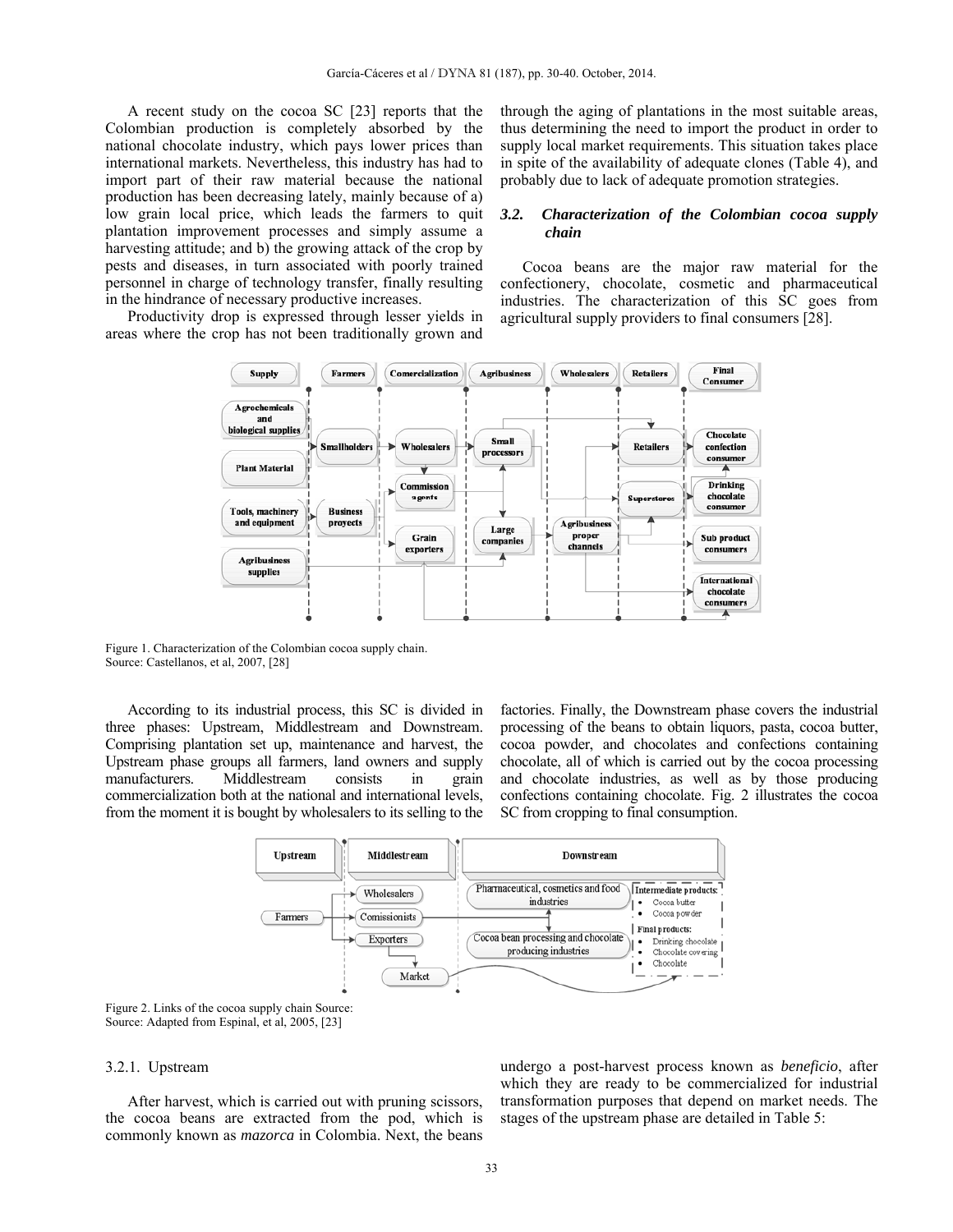A recent study on the cocoa SC [23] reports that the Colombian production is completely absorbed by the national chocolate industry, which pays lower prices than international markets. Nevertheless, this industry has had to import part of their raw material because the national production has been decreasing lately, mainly because of a) low grain local price, which leads the farmers to quit plantation improvement processes and simply assume a harvesting attitude; and b) the growing attack of the crop by pests and diseases, in turn associated with poorly trained personnel in charge of technology transfer, finally resulting in the hindrance of necessary productive increases.

Productivity drop is expressed through lesser yields in areas where the crop has not been traditionally grown and through the aging of plantations in the most suitable areas, thus determining the need to import the product in order to supply local market requirements. This situation takes place in spite of the availability of adequate clones (Table 4), and probably due to lack of adequate promotion strategies.

### *3.2. Characterization of the Colombian cocoa supply chain*

Cocoa beans are the major raw material for the confectionery, chocolate, cosmetic and pharmaceutical industries. The characterization of this SC goes from agricultural supply providers to final consumers [28].

Figure 1. Characterization of the Colombian cocoa supply chain.
Source: Castellanos, et al, 2007, [28]

According to its industrial process, this SC is divided in three phases: Upstream, Middlestream and Downstream. Comprising plantation set up, maintenance and harvest, the Upstream phase groups all farmers, land owners and supply manufacturers. Middlestream consists in grain commercialization both at the national and international levels, from the moment it is bought by wholesalers to its selling to the factories. Finally, the Downstream phase covers the industrial processing of the beans to obtain liquors, pasta, cocoa butter, cocoa powder, and chocolates and confections containing chocolate, all of which is carried out by the cocoa processing and chocolate industries, as well as by those producing confections containing chocolate. Fig. 2 illustrates the cocoa SC from cropping to final consumption.

Figure 2. Links of the cocoa supply chain Source:
Source: Adapted from Espinal, et al, 2005, [23]

#### 3.2.1. Upstream

After harvest, which is carried out with pruning scissors, the cocoa beans are extracted from the pod, which is commonly known as *mazorca* in Colombia. Next, the beans undergo a post-harvest process known as *beneficio*, after which they are ready to be commercialized for industrial transformation purposes that depend on market needs. The stages of the upstream phase are detailed in Table 5: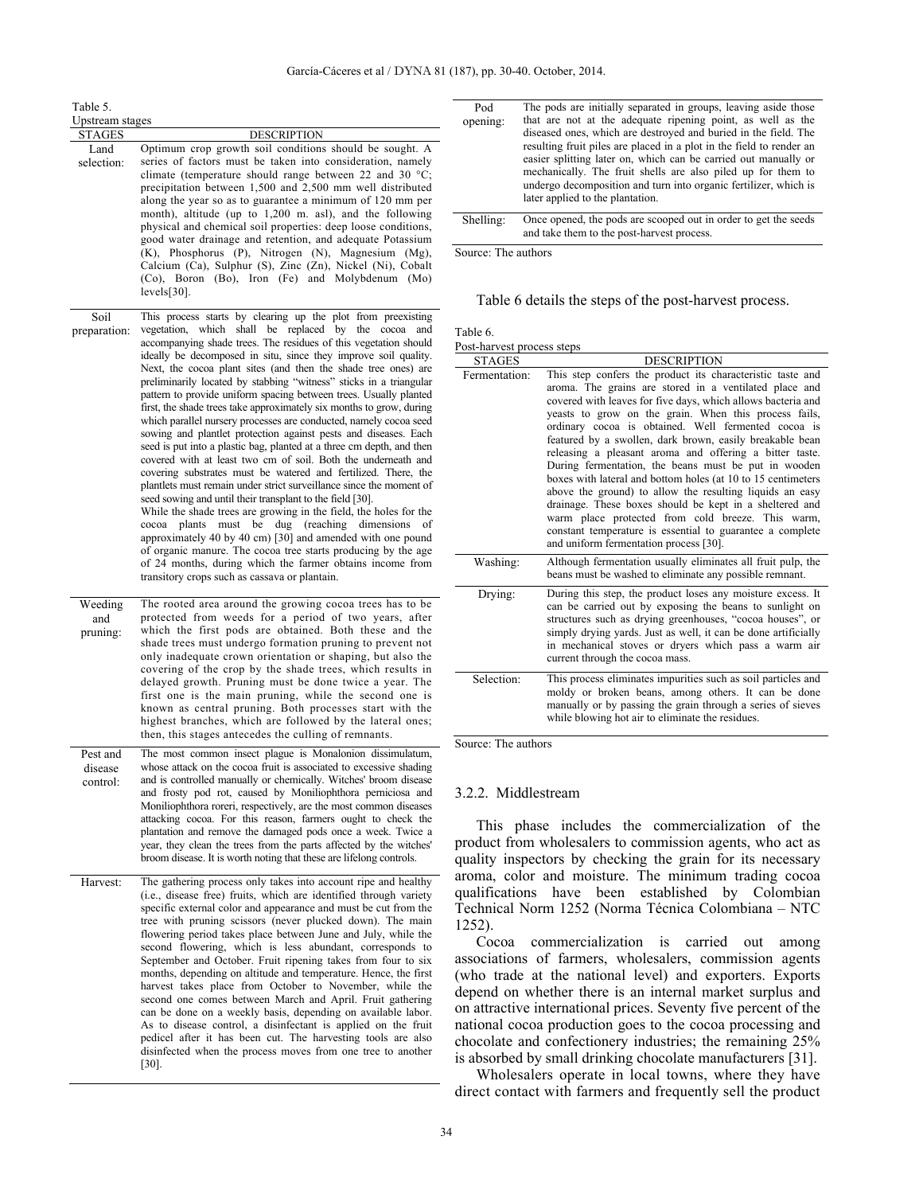Table 5.
Upstream stages

| STAGES | DESCRIPTION |
| --- | --- |
| Land selection: | Optimum crop growth soil conditions should be sought. A series of factors must be taken into consideration, namely climate (temperature should range between 22 and 30 °C; precipitation between 1,500 and 2,500 mm well distributed along the year so as to guarantee a minimum of 120 mm per month), altitude (up to 1,200 m. asl), and the following physical and chemical soil properties: deep loose conditions, good water drainage and retention, and adequate Potassium (K), Phosphorus (P), Nitrogen (N), Magnesium (Mg), Calcium (Ca), Sulphur (S), Zinc (Zn), Nickel (Ni), Cobalt (Co), Boron (Bo), Iron (Fe) and Molybdenum (Mo) levels[30]. |
| Soil preparation: | This process starts by clearing up the plot from preexisting vegetation, which shall be replaced by the cocoa and accompanying shade trees. The residues of this vegetation should ideally be decomposed in situ, since they improve soil quality. Next, the cocoa plant sites (and then the shade tree ones) are preliminarily located by stabbing "witness" sticks in a triangular pattern to provide uniform spacing between trees. Usually planted first, the shade trees take approximately six months to grow, during which parallel nursery processes are conducted, namely cocoa seed sowing and plantlet protection against pests and diseases. Each seed is put into a plastic bag, planted at a three cm depth, and then covered with at least two cm of soil. Both the underneath and covering substrates must be watered and fertilized. There, the plantlets must remain under strict surveillance since the moment of seed sowing and until their transplant to the field [30]. While the shade trees are growing in the field, the holes for the cocoa plants must be dug (reaching dimensions of approximately 40 by 40 cm) [30] and amended with one pound of organic manure. The cocoa tree starts producing by the age of 24 months, during which the farmer obtains income from transitory crops such as cassava or plantain. |
| Weeding and pruning: | The rooted area around the growing cocoa trees has to be protected from weeds for a period of two years, after which the first pods are obtained. Both these and the shade trees must undergo formation pruning to prevent not only inadequate crown orientation or shaping, but also the covering of the crop by the shade trees, which results in delayed growth. Pruning must be done twice a year. The first one is the main pruning, while the second one is known as central pruning. Both processes start with the highest branches, which are followed by the lateral ones; then, this stages antecedes the culling of remnants. |
| Pest and disease control: | The most common insect plague is Monalonion dissimulatum, whose attack on the cocoa fruit is associated to excessive shading and is controlled manually or chemically. Witches' broom disease and frosty pod rot, caused by Moniliophthora perniciosa and Moniliophthora roreri, respectively, are the most common diseases attacking cocoa. For this reason, farmers ought to check the plantation and remove the damaged pods once a week. Twice a year, they clean the trees from the parts affected by the witches' broom disease. It is worth noting that these are lifelong controls. |
| Harvest: | The gathering process only takes into account ripe and healthy (i.e., disease free) fruits, which are identified through variety specific external color and appearance and must be cut from the tree with pruning scissors (never plucked down). The main flowering period takes place between June and July, while the second flowering, which is less abundant, corresponds to September and October. Fruit ripening takes from four to six months, depending on altitude and temperature. Hence, the first harvest takes place from October to November, while the second one comes between March and April. Fruit gathering can be done on a weekly basis, depending on available labor. As to disease control, a disinfectant is applied on the fruit pedicel after it has been cut. The harvesting tools are also disinfected when the process moves from one tree to another [30]. |
| Pod opening: | The pods are initially separated in groups, leaving aside those that are not at the adequate ripening point, as well as the diseased ones, which are destroyed and buried in the field. The resulting fruit piles are placed in a plot in the field to render an easier splitting later on, which can be carried out manually or mechanically. The fruit shells are also piled up for them to undergo decomposition and turn into organic fertilizer, which is later applied to the plantation. |
| Shelling: | Once opened, the pods are scooped out in order to get the seeds and take them to the post-harvest process. |

Source: The authors

Table 6 details the steps of the post-harvest process.

Table 6.
Post-harvest process steps

| STAGES | DESCRIPTION |
| --- | --- |
| Fermentation: | This step confers the product its characteristic taste and aroma. The grains are stored in a ventilated place and covered with leaves for five days, which allows bacteria and yeasts to grow on the grain. When this process fails, ordinary cocoa is obtained. Well fermented cocoa is featured by a swollen, dark brown, easily breakable bean releasing a pleasant aroma and offering a bitter taste. During fermentation, the beans must be put in wooden boxes with lateral and bottom holes (at 10 to 15 centimeters above the ground) to allow the resulting liquids an easy drainage. These boxes should be kept in a sheltered and warm place protected from cold breeze. This warm, constant temperature is essential to guarantee a complete and uniform fermentation process [30]. |
| Washing: | Although fermentation usually eliminates all fruit pulp, the beans must be washed to eliminate any possible remnant. |
| Drying: | During this step, the product loses any moisture excess. It can be carried out by exposing the beans to sunlight on structures such as drying greenhouses, "cocoa houses", or simply drying yards. Just as well, it can be done artificially in mechanical stoves or dryers which pass a warm air current through the cocoa mass. |
| Selection: | This process eliminates impurities such as soil particles and moldy or broken beans, among others. It can be done manually or by passing the grain through a series of sieves while blowing hot air to eliminate the residues. |

Source: The authors

### 3.2.2. Middlestream

This phase includes the commercialization of the product from wholesalers to commission agents, who act as quality inspectors by checking the grain for its necessary aroma, color and moisture. The minimum trading cocoa qualifications have been established by Colombian Technical Norm 1252 (Norma Técnica Colombiana – NTC 1252).

Cocoa commercialization is carried out among associations of farmers, wholesalers, commission agents (who trade at the national level) and exporters. Exports depend on whether there is an internal market surplus and on attractive international prices. Seventy five percent of the national cocoa production goes to the cocoa processing and chocolate and confectionery industries; the remaining 25% is absorbed by small drinking chocolate manufacturers [31].

Wholesalers operate in local towns, where they have direct contact with farmers and frequently sell the product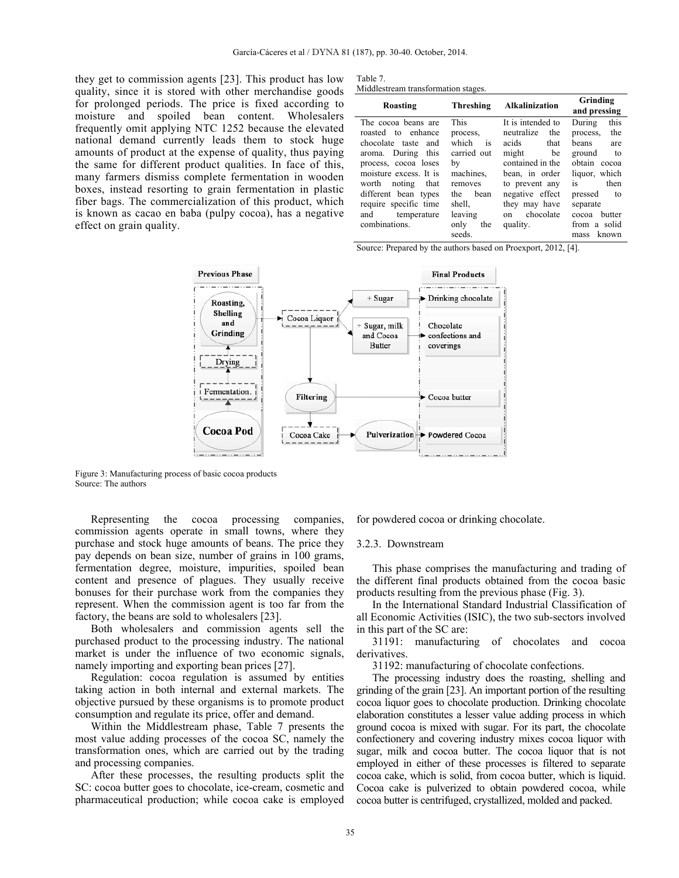they get to commission agents [23]. This product has low quality, since it is stored with other merchandise goods for prolonged periods. The price is fixed according to moisture and spoiled bean content. Wholesalers frequently omit applying NTC 1252 because the elevated national demand currently leads them to stock huge amounts of product at the expense of quality, thus paying the same for different product qualities. In face of this, many farmers dismiss complete fermentation in wooden boxes, instead resorting to grain fermentation in plastic fiber bags. The commercialization of this product, which is known as cacao en baba (pulpy cocoa), has a negative effect on grain quality.

Representing the cocoa processing companies, commission agents operate in small towns, where they purchase and stock huge amounts of beans. The price they pay depends on bean size, number of grains in 100 grams, fermentation degree, moisture, impurities, spoiled bean content and presence of plagues. They usually receive bonuses for their purchase work from the companies they represent. When the commission agent is too far from the factory, the beans are sold to wholesalers [23].

Both wholesalers and commission agents sell the purchased product to the processing industry. The national market is under the influence of two economic signals, namely importing and exporting bean prices [27].

Regulation: cocoa regulation is assumed by entities taking action in both internal and external markets. The objective pursued by these organisms is to promote product consumption and regulate its price, offer and demand.

Within the Middlestream phase, Table 7 presents the most value adding processes of the cocoa SC, namely the transformation ones, which are carried out by the trading and processing companies.

After these processes, the resulting products split the SC: cocoa butter goes to chocolate, ice-cream, cosmetic and pharmaceutical production; while cocoa cake is employed for powdered cocoa or drinking chocolate.

Table 7.
Middlestream transformation stages.

| Roasting | Threshing | Alkalinization | Grinding and pressing |
|---|---|---|---|
| The cocoa beans are roasted to enhance chocolate taste and aroma. During this process, cocoa loses moisture excess. It is worth noting that different bean types require specific time and temperature combinations. | This process, which is carried out by machines, removes the bean shell, leaving only the seeds. | It is intended to neutralize the acids that might be contained in the bean, in order to prevent any negative effect they may have on chocolate quality. | During this process, the beans are ground to obtain cocoa liquor, which is then pressed to separate cocoa butter from a solid mass known |

Source: Prepared by the authors based on Proexport, 2012, [4].

Figure 3: Manufacturing process of basic cocoa products
Source: The authors

### 3.2.3. Downstream

This phase comprises the manufacturing and trading of the different final products obtained from the cocoa basic products resulting from the previous phase (Fig. 3).

In the International Standard Industrial Classification of all Economic Activities (ISIC), the two sub-sectors involved in this part of the SC are:

31191: manufacturing of chocolates and cocoa derivatives.

31192: manufacturing of chocolate confections.

The processing industry does the roasting, shelling and grinding of the grain [23]. An important portion of the resulting cocoa liquor goes to chocolate production. Drinking chocolate elaboration constitutes a lesser value adding process in which ground cocoa is mixed with sugar. For its part, the chocolate confectionery and covering industry mixes cocoa liquor with sugar, milk and cocoa butter. The cocoa liquor that is not employed in either of these processes is filtered to separate cocoa cake, which is solid, from cocoa butter, which is liquid. Cocoa cake is pulverized to obtain powdered cocoa, while cocoa butter is centrifuged, crystallized, molded and packed.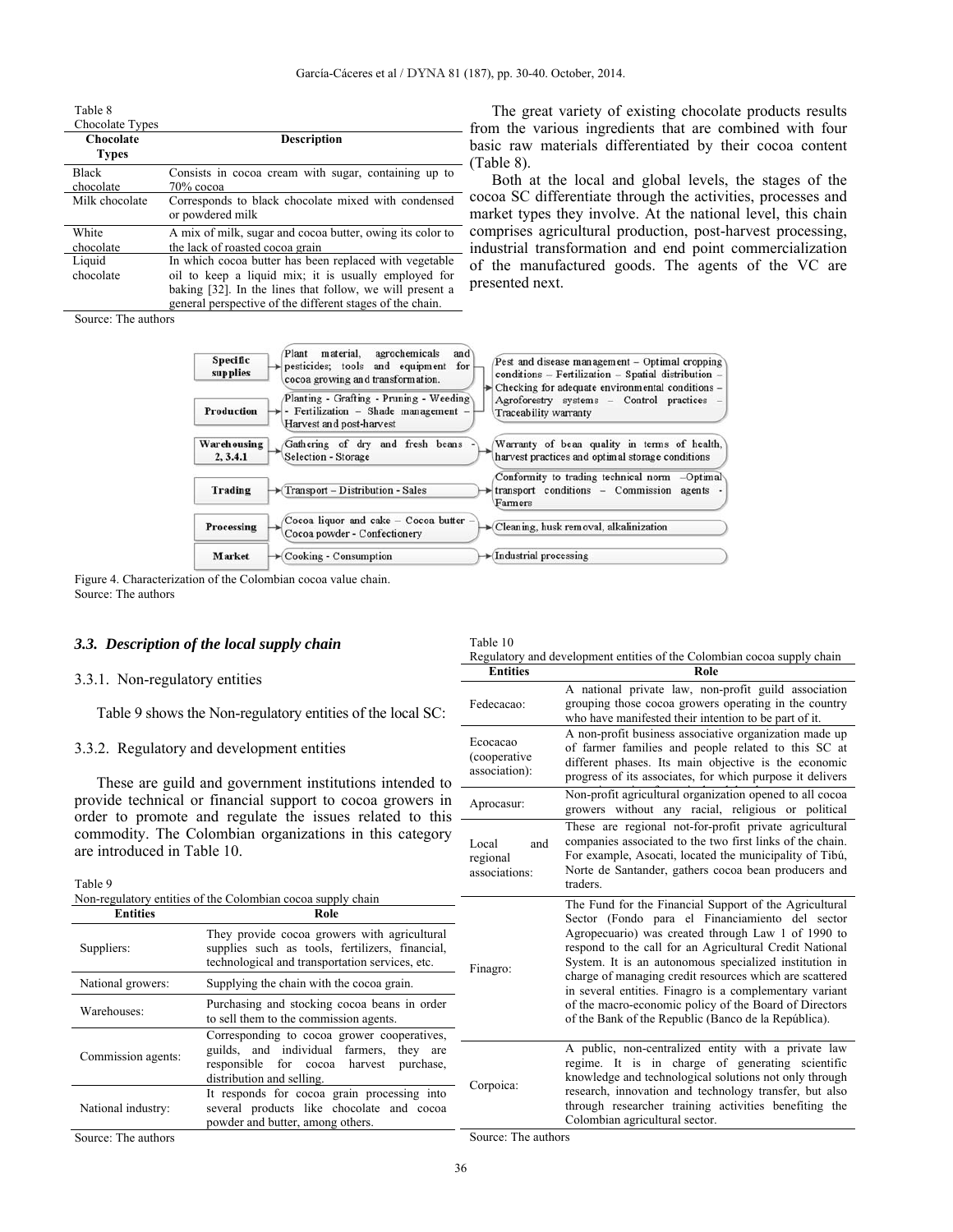Table 8
Chocolate Types

| Chocolate Types | Description |
|---|---|
| Black chocolate | Consists in cocoa cream with sugar, containing up to 70% cocoa |
| Milk chocolate | Corresponds to black chocolate mixed with condensed or powdered milk |
| White chocolate | A mix of milk, sugar and cocoa butter, owing its color to the lack of roasted cocoa grain |
| Liquid chocolate | In which cocoa butter has been replaced with vegetable oil to keep a liquid mix; it is usually employed for baking [32]. In the lines that follow, we will present a general perspective of the different stages of the chain. |

Source: The authors

The great variety of existing chocolate products results from the various ingredients that are combined with four basic raw materials differentiated by their cocoa content (Table 8).

Both at the local and global levels, the stages of the cocoa SC differentiate through the activities, processes and market types they involve. At the national level, this chain comprises agricultural production, post-harvest processing, industrial transformation and end point commercialization of the manufactured goods. The agents of the VC are presented next.

| Stage | Activities | Requirements |
|---|---|---|
| Specific supplies | Plant material, agrochemicals and pesticides; tools and equipment for cocoa growing and transformation. | Pest and disease management – Optimal cropping conditions – Fertilization – Spatial distribution – Checking for adequate environmental conditions – Agroforestry systems – Control practices – Traceability warranty |
| Production | Planting - Grafting - Pruning - Weeding - Fertilization – Shade management – Harvest and post-harvest | |
| Warehousing 2, 3.4.1 | Gathering of dry and fresh beans - Selection - Storage | Warranty of bean quality in terms of health, harvest practices and optimal storage conditions |
| Trading | Transport – Distribution - Sales | Conformity to trading technical norm –Optimal transport conditions – Commission agents - Farmers |
| Processing | Cocoa liquor and cake – Cocoa butter – Cocoa powder - Confectionery | Cleaning, husk removal, alkalinization |
| Market | Cooking - Consumption | Industrial processing |

Figure 4. Characterization of the Colombian cocoa value chain.
Source: The authors

### *3.3. Description of the local supply chain*

#### 3.3.1. Non-regulatory entities

Table 9 shows the Non-regulatory entities of the local SC:

#### 3.3.2. Regulatory and development entities

These are guild and government institutions intended to provide technical or financial support to cocoa growers in order to promote and regulate the issues related to this commodity. The Colombian organizations in this category are introduced in Table 10.

Table 9
Non-regulatory entities of the Colombian cocoa supply chain

| Entities | Role |
|---|---|
| Suppliers: | They provide cocoa growers with agricultural supplies such as tools, fertilizers, financial, technological and transportation services, etc. |
| National growers: | Supplying the chain with the cocoa grain. |
| Warehouses: | Purchasing and stocking cocoa beans in order to sell them to the commission agents. |
| Commission agents: | Corresponding to cocoa grower cooperatives, guilds, and individual farmers, they are responsible for cocoa harvest purchase, distribution and selling. |
| National industry: | It responds for cocoa grain processing into several products like chocolate and cocoa powder and butter, among others. |

Source: The authors

Table 10
Regulatory and development entities of the Colombian cocoa supply chain

| Entities | Role |
|---|---|
| Fedecacao: | A national private law, non-profit guild association grouping those cocoa growers operating in the country who have manifested their intention to be part of it. |
| Ecocacao (cooperative association): | A non-profit business associative organization made up of farmer families and people related to this SC at different phases. Its main objective is the economic progress of its associates, for which purpose it delivers |
| Aprocasur: | Non-profit agricultural organization opened to all cocoa growers without any racial, religious or political |
| Local and regional associations: | These are regional not-for-profit private agricultural companies associated to the two first links of the chain. For example, Asocati, located the municipality of Tibú, Norte de Santander, gathers cocoa bean producers and traders. |
| Finagro: | The Fund for the Financial Support of the Agricultural Sector (Fondo para el Financiamiento del sector Agropecuario) was created through Law 1 of 1990 to respond to the call for an Agricultural Credit National System. It is an autonomous specialized institution in charge of managing credit resources which are scattered in several entities. Finagro is a complementary variant of the macro-economic policy of the Board of Directors of the Bank of the Republic (Banco de la República). |
| Corpoica: | A public, non-centralized entity with a private law regime. It is in charge of generating scientific knowledge and technological solutions not only through research, innovation and technology transfer, but also through researcher training activities benefiting the Colombian agricultural sector. |

Source: The authors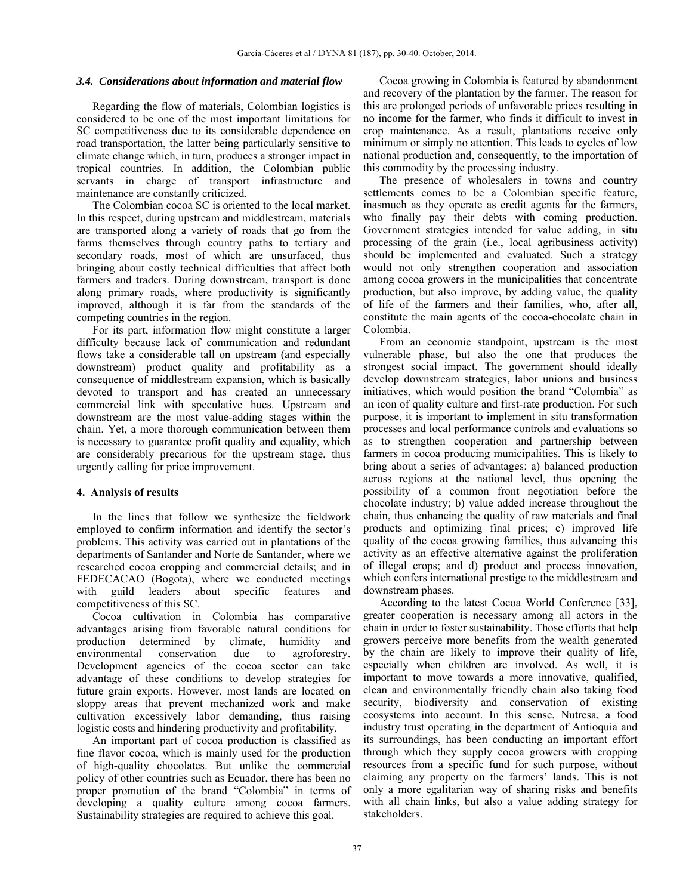### *3.4. Considerations about information and material flow*

Regarding the flow of materials, Colombian logistics is considered to be one of the most important limitations for SC competitiveness due to its considerable dependence on road transportation, the latter being particularly sensitive to climate change which, in turn, produces a stronger impact in tropical countries. In addition, the Colombian public servants in charge of transport infrastructure and maintenance are constantly criticized.

The Colombian cocoa SC is oriented to the local market. In this respect, during upstream and middlestream, materials are transported along a variety of roads that go from the farms themselves through country paths to tertiary and secondary roads, most of which are unsurfaced, thus bringing about costly technical difficulties that affect both farmers and traders. During downstream, transport is done along primary roads, where productivity is significantly improved, although it is far from the standards of the competing countries in the region.

For its part, information flow might constitute a larger difficulty because lack of communication and redundant flows take a considerable tall on upstream (and especially downstream) product quality and profitability as a consequence of middlestream expansion, which is basically devoted to transport and has created an unnecessary commercial link with speculative hues. Upstream and downstream are the most value-adding stages within the chain. Yet, a more thorough communication between them is necessary to guarantee profit quality and equality, which are considerably precarious for the upstream stage, thus urgently calling for price improvement.

## 4. Analysis of results

In the lines that follow we synthesize the fieldwork employed to confirm information and identify the sector's problems. This activity was carried out in plantations of the departments of Santander and Norte de Santander, where we researched cocoa cropping and commercial details; and in FEDECACAO (Bogota), where we conducted meetings with guild leaders about specific features and competitiveness of this SC.

Cocoa cultivation in Colombia has comparative advantages arising from favorable natural conditions for production determined by climate, humidity and environmental conservation due to agroforestry. Development agencies of the cocoa sector can take advantage of these conditions to develop strategies for future grain exports. However, most lands are located on sloppy areas that prevent mechanized work and make cultivation excessively labor demanding, thus raising logistic costs and hindering productivity and profitability.

An important part of cocoa production is classified as fine flavor cocoa, which is mainly used for the production of high-quality chocolates. But unlike the commercial policy of other countries such as Ecuador, there has been no proper promotion of the brand "Colombia" in terms of developing a quality culture among cocoa farmers. Sustainability strategies are required to achieve this goal.

Cocoa growing in Colombia is featured by abandonment and recovery of the plantation by the farmer. The reason for this are prolonged periods of unfavorable prices resulting in no income for the farmer, who finds it difficult to invest in crop maintenance. As a result, plantations receive only minimum or simply no attention. This leads to cycles of low national production and, consequently, to the importation of this commodity by the processing industry.

The presence of wholesalers in towns and country settlements comes to be a Colombian specific feature, inasmuch as they operate as credit agents for the farmers, who finally pay their debts with coming production. Government strategies intended for value adding, in situ processing of the grain (i.e., local agribusiness activity) should be implemented and evaluated. Such a strategy would not only strengthen cooperation and association among cocoa growers in the municipalities that concentrate production, but also improve, by adding value, the quality of life of the farmers and their families, who, after all, constitute the main agents of the cocoa-chocolate chain in Colombia.

From an economic standpoint, upstream is the most vulnerable phase, but also the one that produces the strongest social impact. The government should ideally develop downstream strategies, labor unions and business initiatives, which would position the brand "Colombia" as an icon of quality culture and first-rate production. For such purpose, it is important to implement in situ transformation processes and local performance controls and evaluations so as to strengthen cooperation and partnership between farmers in cocoa producing municipalities. This is likely to bring about a series of advantages: a) balanced production across regions at the national level, thus opening the possibility of a common front negotiation before the chocolate industry; b) value added increase throughout the chain, thus enhancing the quality of raw materials and final products and optimizing final prices; c) improved life quality of the cocoa growing families, thus advancing this activity as an effective alternative against the proliferation of illegal crops; and d) product and process innovation, which confers international prestige to the middlestream and downstream phases.

According to the latest Cocoa World Conference [33], greater cooperation is necessary among all actors in the chain in order to foster sustainability. Those efforts that help growers perceive more benefits from the wealth generated by the chain are likely to improve their quality of life, especially when children are involved. As well, it is important to move towards a more innovative, qualified, clean and environmentally friendly chain also taking food security, biodiversity and conservation of existing ecosystems into account. In this sense, Nutresa, a food industry trust operating in the department of Antioquia and its surroundings, has been conducting an important effort through which they supply cocoa growers with cropping resources from a specific fund for such purpose, without claiming any property on the farmers' lands. This is not only a more egalitarian way of sharing risks and benefits with all chain links, but also a value adding strategy for stakeholders.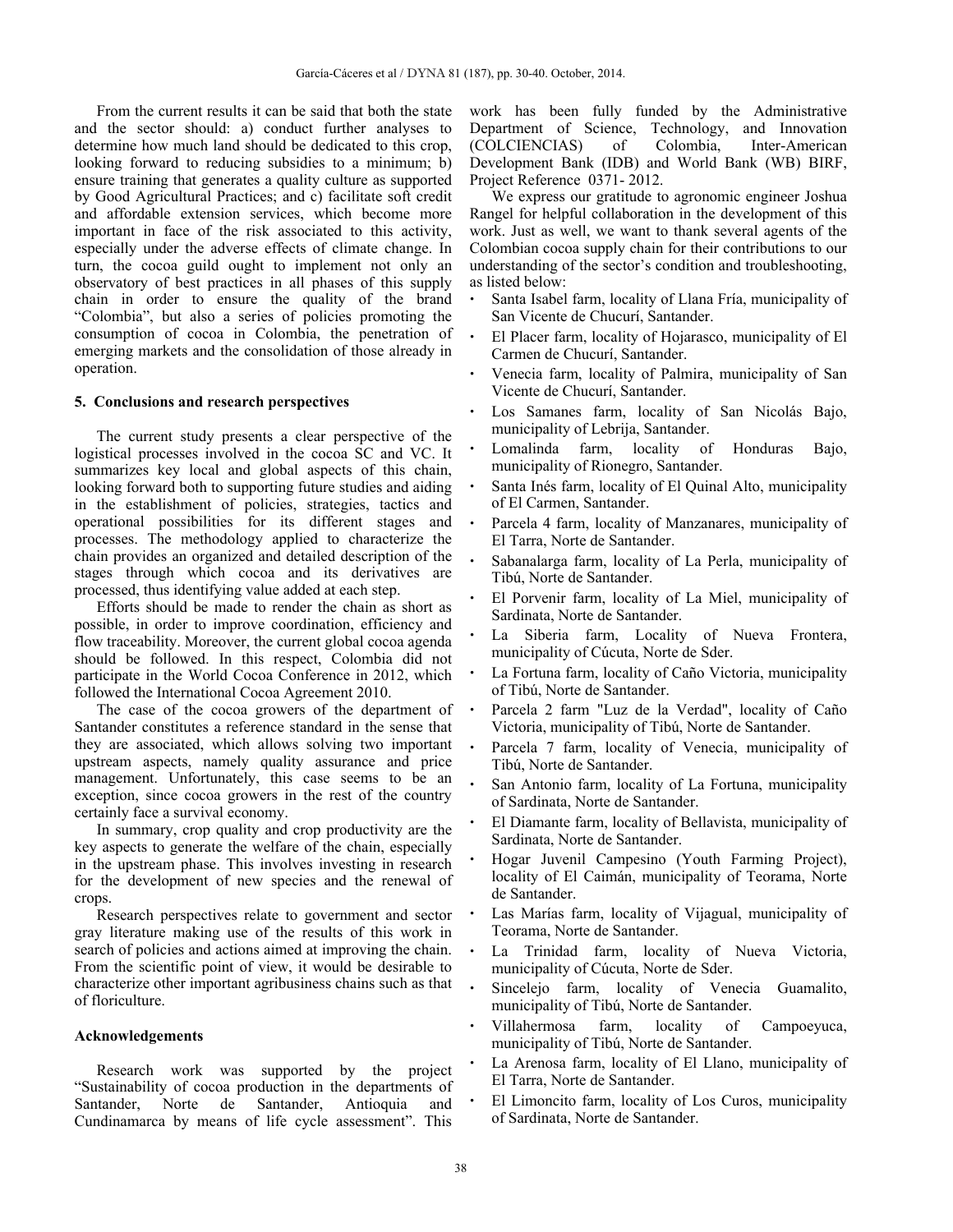From the current results it can be said that both the state and the sector should: a) conduct further analyses to determine how much land should be dedicated to this crop, looking forward to reducing subsidies to a minimum; b) ensure training that generates a quality culture as supported by Good Agricultural Practices; and c) facilitate soft credit and affordable extension services, which become more important in face of the risk associated to this activity, especially under the adverse effects of climate change. In turn, the cocoa guild ought to implement not only an observatory of best practices in all phases of this supply chain in order to ensure the quality of the brand "Colombia", but also a series of policies promoting the consumption of cocoa in Colombia, the penetration of emerging markets and the consolidation of those already in operation.

## 5. Conclusions and research perspectives

The current study presents a clear perspective of the logistical processes involved in the cocoa SC and VC. It summarizes key local and global aspects of this chain, looking forward both to supporting future studies and aiding in the establishment of policies, strategies, tactics and operational possibilities for its different stages and processes. The methodology applied to characterize the chain provides an organized and detailed description of the stages through which cocoa and its derivatives are processed, thus identifying value added at each step.

Efforts should be made to render the chain as short as possible, in order to improve coordination, efficiency and flow traceability. Moreover, the current global cocoa agenda should be followed. In this respect, Colombia did not participate in the World Cocoa Conference in 2012, which followed the International Cocoa Agreement 2010.

The case of the cocoa growers of the department of Santander constitutes a reference standard in the sense that they are associated, which allows solving two important upstream aspects, namely quality assurance and price management. Unfortunately, this case seems to be an exception, since cocoa growers in the rest of the country certainly face a survival economy.

In summary, crop quality and crop productivity are the key aspects to generate the welfare of the chain, especially in the upstream phase. This involves investing in research for the development of new species and the renewal of crops.

Research perspectives relate to government and sector gray literature making use of the results of this work in search of policies and actions aimed at improving the chain. From the scientific point of view, it would be desirable to characterize other important agribusiness chains such as that of floriculture.

## Acknowledgements

Research work was supported by the project "Sustainability of cocoa production in the departments of Santander, Norte de Santander, Antioquia and Cundinamarca by means of life cycle assessment". This work has been fully funded by the Administrative Department of Science, Technology, and Innovation (COLCIENCIAS) of Colombia, Inter-American Development Bank (IDB) and World Bank (WB) BIRF, Project Reference 0371- 2012.

We express our gratitude to agronomic engineer Joshua Rangel for helpful collaboration in the development of this work. Just as well, we want to thank several agents of the Colombian cocoa supply chain for their contributions to our understanding of the sector's condition and troubleshooting, as listed below:

- Santa Isabel farm, locality of Llana Fría, municipality of San Vicente de Chucurí, Santander.
- El Placer farm, locality of Hojarasco, municipality of El Carmen de Chucurí, Santander.
- Venecia farm, locality of Palmira, municipality of San Vicente de Chucurí, Santander.
- Los Samanes farm, locality of San Nicolás Bajo, municipality of Lebrija, Santander.
- Lomalinda farm, locality of Honduras Bajo, municipality of Rionegro, Santander.
- Santa Inés farm, locality of El Quinal Alto, municipality of El Carmen, Santander.
- Parcela 4 farm, locality of Manzanares, municipality of El Tarra, Norte de Santander.
- Sabanalarga farm, locality of La Perla, municipality of Tibú, Norte de Santander.
- El Porvenir farm, locality of La Miel, municipality of Sardinata, Norte de Santander.
- La Siberia farm, Locality of Nueva Frontera, municipality of Cúcuta, Norte de Sder.
- La Fortuna farm, locality of Caño Victoria, municipality of Tibú, Norte de Santander.
- Parcela 2 farm "Luz de la Verdad", locality of Caño Victoria, municipality of Tibú, Norte de Santander.
- Parcela 7 farm, locality of Venecia, municipality of Tibú, Norte de Santander.
- San Antonio farm, locality of La Fortuna, municipality of Sardinata, Norte de Santander.
- El Diamante farm, locality of Bellavista, municipality of Sardinata, Norte de Santander.
- Hogar Juvenil Campesino (Youth Farming Project), locality of El Caimán, municipality of Teorama, Norte de Santander.
- Las Marías farm, locality of Vijagual, municipality of Teorama, Norte de Santander.
- La Trinidad farm, locality of Nueva Victoria, municipality of Cúcuta, Norte de Sder.
- Sincelejo farm, locality of Venecia Guamalito, municipality of Tibú, Norte de Santander.
- Villahermosa farm, locality of Campoeyuca, municipality of Tibú, Norte de Santander.
- La Arenosa farm, locality of El Llano, municipality of El Tarra, Norte de Santander.
- El Limoncito farm, locality of Los Curos, municipality of Sardinata, Norte de Santander.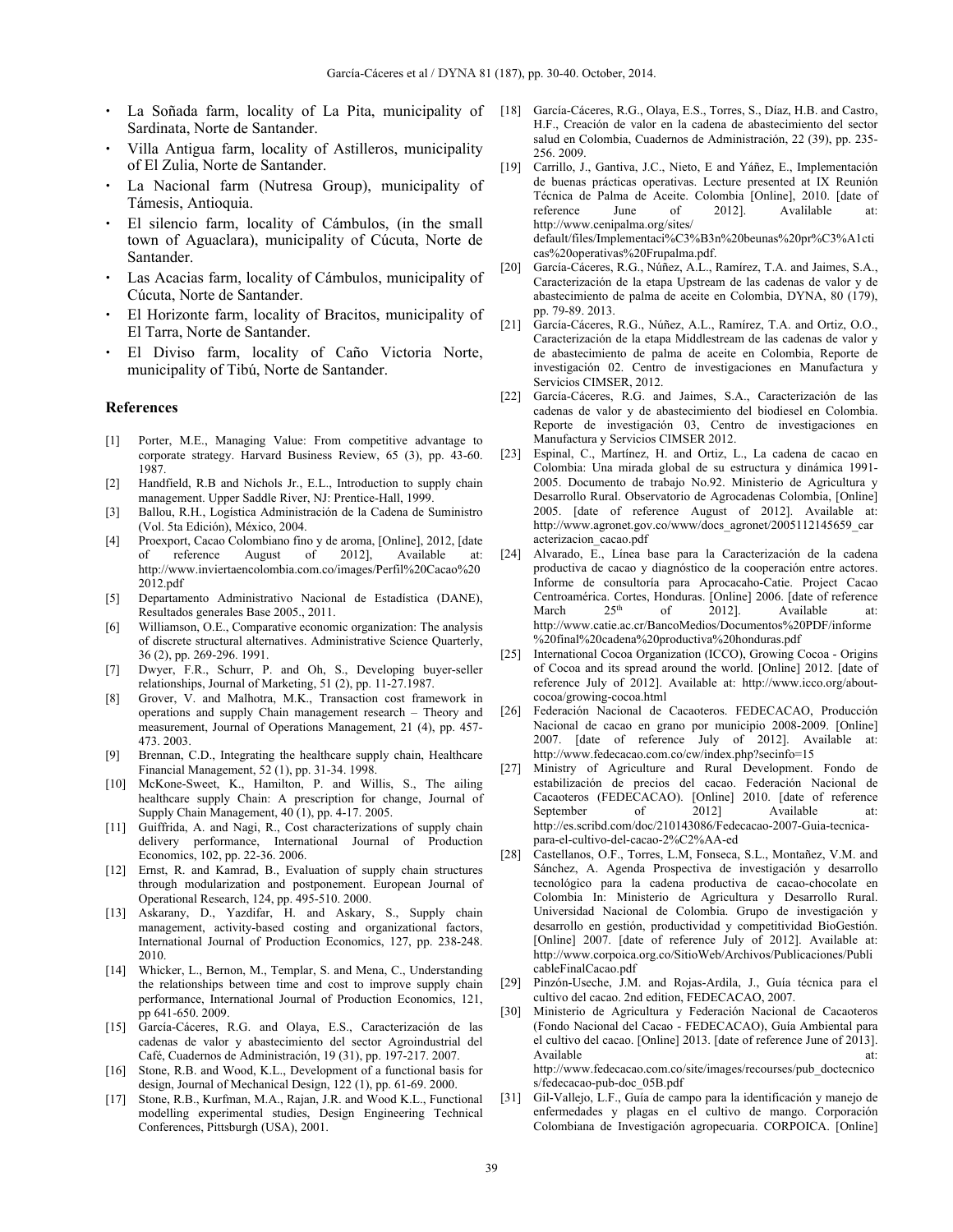- La Soñada farm, locality of La Pita, municipality of Sardinata, Norte de Santander.
- Villa Antigua farm, locality of Astilleros, municipality of El Zulia, Norte de Santander.
- La Nacional farm (Nutresa Group), municipality of Támesis, Antioquia.
- El silencio farm, locality of Cámbulos, (in the small town of Aguaclara), municipality of Cúcuta, Norte de Santander.
- Las Acacias farm, locality of Cámbulos, municipality of Cúcuta, Norte de Santander.
- El Horizonte farm, locality of Bracitos, municipality of El Tarra, Norte de Santander.
- El Diviso farm, locality of Caño Victoria Norte, municipality of Tibú, Norte de Santander.

## References

[1] Porter, M.E., Managing Value: From competitive advantage to corporate strategy. Harvard Business Review, 65 (3), pp. 43-60. 1987.

[2] Handfield, R.B and Nichols Jr., E.L., Introduction to supply chain management. Upper Saddle River, NJ: Prentice-Hall, 1999.

[3] Ballou, R.H., Logística Administración de la Cadena de Suministro (Vol. 5ta Edición), México, 2004.

[4] Proexport, Cacao Colombiano fino y de aroma, [Online], 2012, [date of reference August of 2012], Available at: http://www.inviertaencolombia.com.co/images/Perfil%20Cacao%202012.pdf

[5] Departamento Administrativo Nacional de Estadística (DANE), Resultados generales Base 2005., 2011.

[6] Williamson, O.E., Comparative economic organization: The analysis of discrete structural alternatives. Administrative Science Quarterly, 36 (2), pp. 269-296. 1991.

[7] Dwyer, F.R., Schurr, P. and Oh, S., Developing buyer-seller relationships, Journal of Marketing, 51 (2), pp. 11-27.1987.

[8] Grover, V. and Malhotra, M.K., Transaction cost framework in operations and supply Chain management research – Theory and measurement, Journal of Operations Management, 21 (4), pp. 457-473. 2003.

[9] Brennan, C.D., Integrating the healthcare supply chain, Healthcare Financial Management, 52 (1), pp. 31-34. 1998.

[10] McKone-Sweet, K., Hamilton, P. and Willis, S., The ailing healthcare supply Chain: A prescription for change, Journal of Supply Chain Management, 40 (1), pp. 4-17. 2005.

[11] Guiffrida, A. and Nagi, R., Cost characterizations of supply chain delivery performance, International Journal of Production Economics, 102, pp. 22-36. 2006.

[12] Ernst, R. and Kamrad, B., Evaluation of supply chain structures through modularization and postponement. European Journal of Operational Research, 124, pp. 495-510. 2000.

[13] Askarany, D., Yazdifar, H. and Askary, S., Supply chain management, activity-based costing and organizational factors, International Journal of Production Economics, 127, pp. 238-248. 2010.

[14] Whicker, L., Bernon, M., Templar, S. and Mena, C., Understanding the relationships between time and cost to improve supply chain performance, International Journal of Production Economics, 121, pp 641-650. 2009.

[15] García-Cáceres, R.G. and Olaya, E.S., Caracterización de las cadenas de valor y abastecimiento del sector Agroindustrial del Café, Cuadernos de Administración, 19 (31), pp. 197-217. 2007.

[16] Stone, R.B. and Wood, K.L., Development of a functional basis for design, Journal of Mechanical Design, 122 (1), pp. 61-69. 2000.

[17] Stone, R.B., Kurfman, M.A., Rajan, J.R. and Wood K.L., Functional modelling experimental studies, Design Engineering Technical Conferences, Pittsburgh (USA), 2001.

[18] García-Cáceres, R.G., Olaya, E.S., Torres, S., Díaz, H.B. and Castro, H.F., Creación de valor en la cadena de abastecimiento del sector salud en Colombia, Cuadernos de Administración, 22 (39), pp. 235-256. 2009.

[19] Carrillo, J., Gantiva, J.C., Nieto, E and Yáñez, E., Implementación de buenas prácticas operativas. Lecture presented at IX Reunión Técnica de Palma de Aceite. Colombia [Online], 2010. [date of reference June of 2012]. Avalilable at: http://www.cenipalma.org/sites/default/files/Implementaci%C3%B3n%20beunas%20pr%C3%A1cticas%20operativas%20Frupalma.pdf.

[20] García-Cáceres, R.G., Núñez, A.L., Ramírez, T.A. and Jaimes, S.A., Caracterización de la etapa Upstream de las cadenas de valor y de abastecimiento de palma de aceite en Colombia, DYNA, 80 (179), pp. 79-89. 2013.

[21] García-Cáceres, R.G., Núñez, A.L., Ramírez, T.A. and Ortiz, O.O., Caracterización de la etapa Middlestream de las cadenas de valor y de abastecimiento de palma de aceite en Colombia, Reporte de investigación 02. Centro de investigaciones en Manufactura y Servicios CIMSER, 2012.

[22] García-Cáceres, R.G. and Jaimes, S.A., Caracterización de las cadenas de valor y de abastecimiento del biodiesel en Colombia. Reporte de investigación 03, Centro de investigaciones en Manufactura y Servicios CIMSER 2012.

[23] Espinal, C., Martínez, H. and Ortiz, L., La cadena de cacao en Colombia: Una mirada global de su estructura y dinámica 1991-2005. Documento de trabajo No.92. Ministerio de Agricultura y Desarrollo Rural. Observatorio de Agrocadenas Colombia, [Online] 2005. [date of reference August of 2012]. Available at: http://www.agronet.gov.co/www/docs_agronet/2005112145659_caracterizacion_cacao.pdf

[24] Alvarado, E., Línea base para la Caracterización de la cadena productiva de cacao y diagnóstico de la cooperación entre actores. Informe de consultoría para Aprocacaho-Catie. Project Cacao Centroamérica. Cortes, Honduras. [Online] 2006. [date of reference March 25th of 2012]. Available at: http://www.catie.ac.cr/BancoMedios/Documentos%20PDF/informe%20final%20cadena%20productiva%20honduras.pdf

[25] International Cocoa Organization (ICCO), Growing Cocoa - Origins of Cocoa and its spread around the world. [Online] 2012. [date of reference July of 2012]. Available at: http://www.icco.org/about-cocoa/growing-cocoa.html

[26] Federación Nacional de Cacaoteros. FEDECACAO, Producción Nacional de cacao en grano por municipio 2008-2009. [Online] 2007. [date of reference July of 2012]. Available at: http://www.fedecacao.com.co/cw/index.php?secinfo=15

[27] Ministry of Agriculture and Rural Development. Fondo de estabilización de precios del cacao. Federación Nacional de Cacaoteros (FEDECACAO). [Online] 2010. [date of reference September of 2012] Available at: http://es.scribd.com/doc/210143086/Fedecacao-2007-Guia-tecnica-para-el-cultivo-del-cacao-2%C2%AA-ed

[28] Castellanos, O.F., Torres, L.M, Fonseca, S.L., Montañez, V.M. and Sánchez, A. Agenda Prospectiva de investigación y desarrollo tecnológico para la cadena productiva de cacao-chocolate en Colombia In: Ministerio de Agricultura y Desarrollo Rural. Universidad Nacional de Colombia. Grupo de investigación y desarrollo en gestión, productividad y competitividad BioGestión. [Online] 2007. [date of reference July of 2012]. Available at: http://www.corpoica.org.co/SitioWeb/Archivos/Publicaciones/PublicableFinalCacao.pdf

[29] Pinzón-Useche, J.M. and Rojas-Ardila, J., Guía técnica para el cultivo del cacao. 2nd edition, FEDECACAO, 2007.

[30] Ministerio de Agricultura y Federación Nacional de Cacaoteros (Fondo Nacional del Cacao - FEDECACAO), Guía Ambiental para el cultivo del cacao. [Online] 2013. [date of reference June of 2013]. Available at: http://www.fedecacao.com.co/site/images/recourses/pub_doctecnicos/fedecacao-pub-doc_05B.pdf

[31] Gil-Vallejo, L.F., Guía de campo para la identificación y manejo de enfermedades y plagas en el cultivo de mango. Corporación Colombiana de Investigación agropecuaria. CORPOICA. [Online]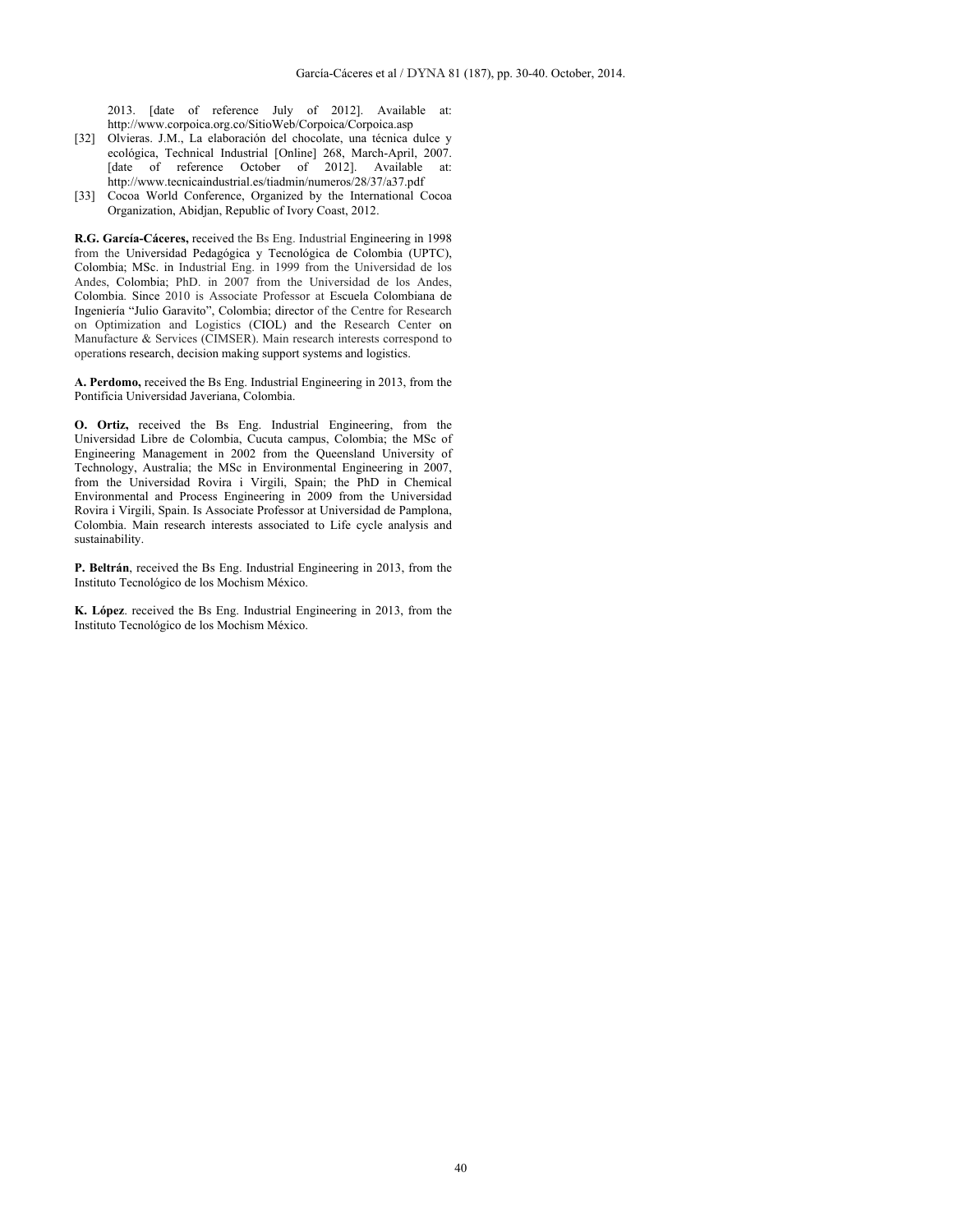2013. [date of reference July of 2012]. Available at: http://www.corpoica.org.co/SitioWeb/Corpoica/Corpoica.asp

[32] Olvieras. J.M., La elaboración del chocolate, una técnica dulce y ecológica, Technical Industrial [Online] 268, March-April, 2007. [date of reference October of 2012]. Available at: http://www.tecnicaindustrial.es/tiadmin/numeros/28/37/a37.pdf

[33] Cocoa World Conference, Organized by the International Cocoa Organization, Abidjan, Republic of Ivory Coast, 2012.

**R.G. García-Cáceres,** received the Bs Eng. Industrial Engineering in 1998 from the Universidad Pedagógica y Tecnológica de Colombia (UPTC), Colombia; MSc. in Industrial Eng. in 1999 from the Universidad de los Andes, Colombia; PhD. in 2007 from the Universidad de los Andes, Colombia. Since 2010 is Associate Professor at Escuela Colombiana de Ingeniería "Julio Garavito", Colombia; director of the Centre for Research on Optimization and Logistics (CIOL) and the Research Center on Manufacture & Services (CIMSER). Main research interests correspond to operations research, decision making support systems and logistics.

**A. Perdomo,** received the Bs Eng. Industrial Engineering in 2013, from the Pontificia Universidad Javeriana, Colombia.

**O. Ortiz,** received the Bs Eng. Industrial Engineering, from the Universidad Libre de Colombia, Cucuta campus, Colombia; the MSc of Engineering Management in 2002 from the Queensland University of Technology, Australia; the MSc in Environmental Engineering in 2007, from the Universidad Rovira i Virgili, Spain; the PhD in Chemical Environmental and Process Engineering in 2009 from the Universidad Rovira i Virgili, Spain. Is Associate Professor at Universidad de Pamplona, Colombia. Main research interests associated to Life cycle analysis and sustainability.

**P. Beltrán**, received the Bs Eng. Industrial Engineering in 2013, from the Instituto Tecnológico de los Mochism México.

**K. López**. received the Bs Eng. Industrial Engineering in 2013, from the Instituto Tecnológico de los Mochism México.